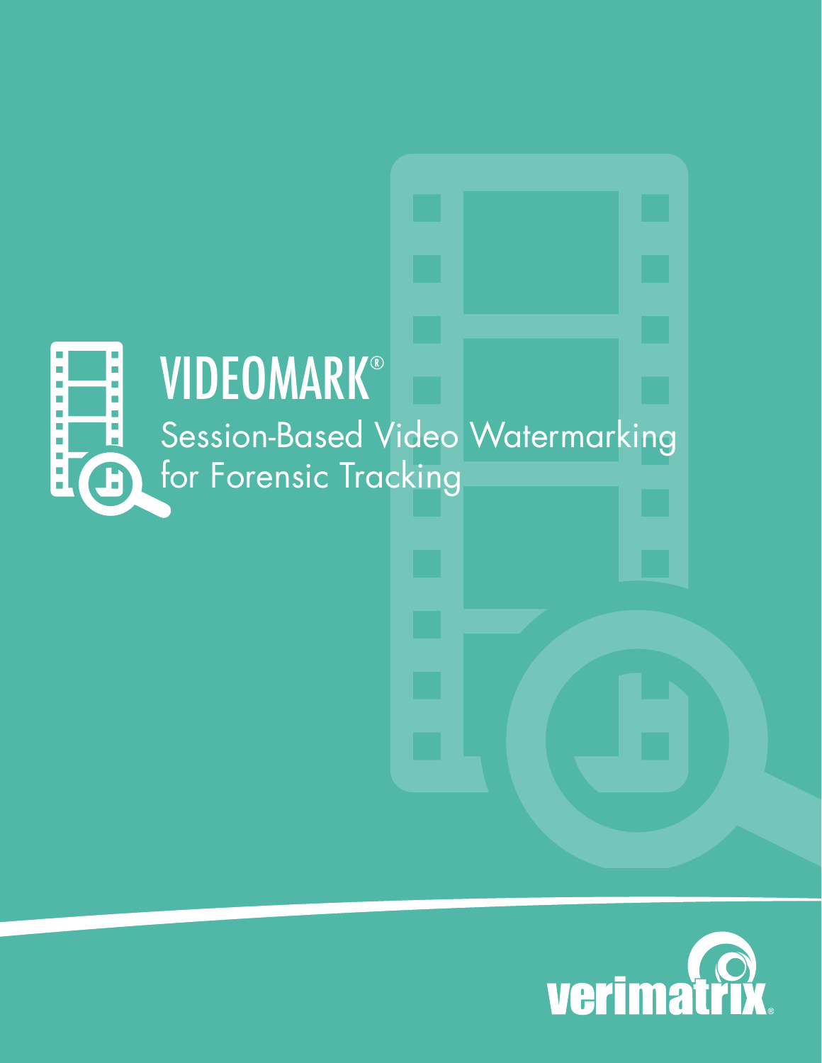# VIDEOMARK®

## Session-Based Video Watermarking for Forensic Tracking

verimatrix®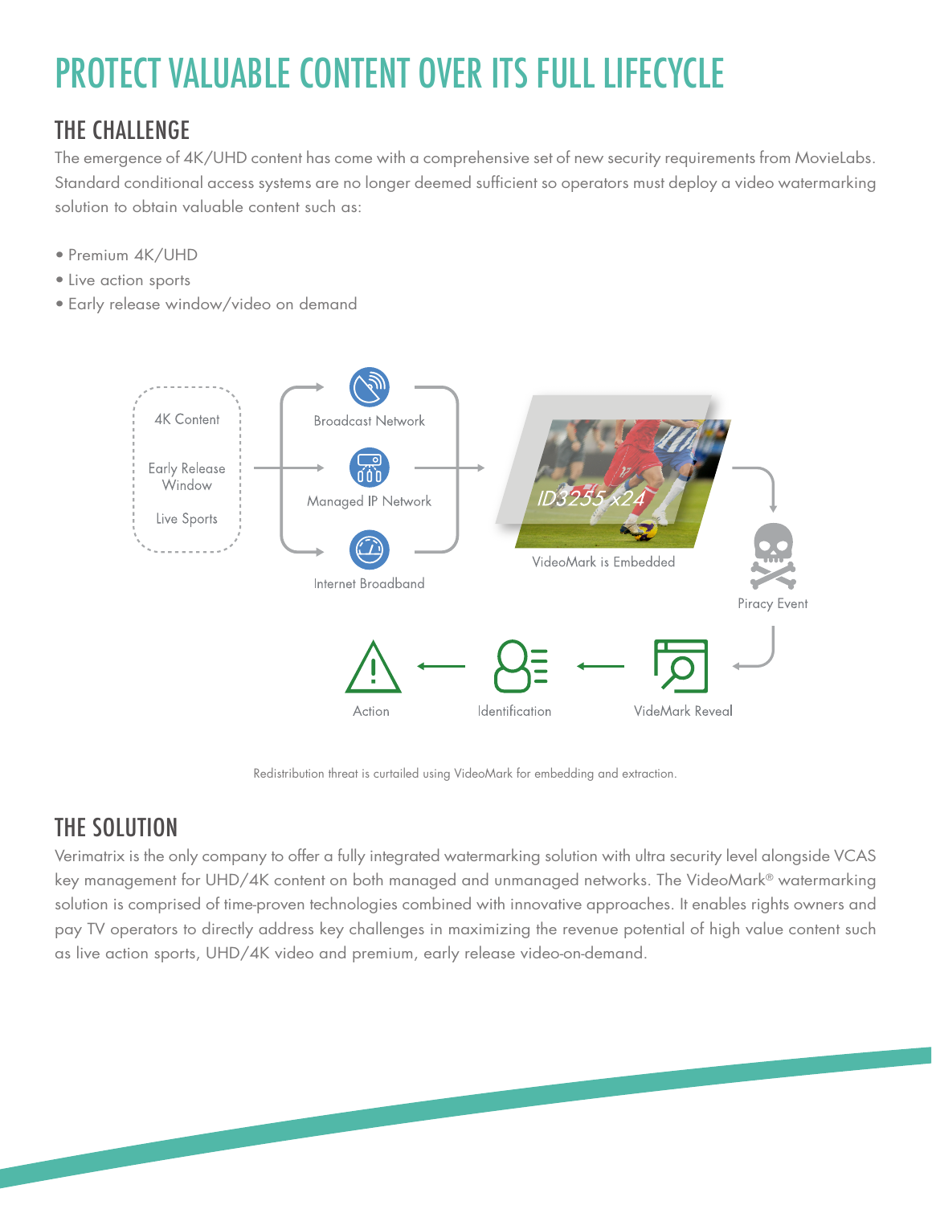# PROTECT VALUABLE CONTENT OVER ITS FULL LIFECYCLE

## THE CHALLENGE

The emergence of 4K/UHD content has come with a comprehensive set of new security requirements from MovieLabs. Standard conditional access systems are no longer deemed sufficient so operators must deploy a video watermarking solution to obtain valuable content such as:

- Premium 4K/UHD
- Live action sports
- Early release window/video on demand

4K Content

Early Release Window

Live Sports

Broadcast Network

Managed IP Network

Internet Broadband

ID3255 x24

VideoMark is Embedded

Piracy Event

VideMark Reveal

Identification

Action

Redistribution threat is curtailed using VideoMark for embedding and extraction.

## THE SOLUTION

Verimatrix is the only company to offer a fully integrated watermarking solution with ultra security level alongside VCAS key management for UHD/4K content on both managed and unmanaged networks. The VideoMark® watermarking solution is comprised of time-proven technologies combined with innovative approaches. It enables rights owners and pay TV operators to directly address key challenges in maximizing the revenue potential of high value content such as live action sports, UHD/4K video and premium, early release video-on-demand.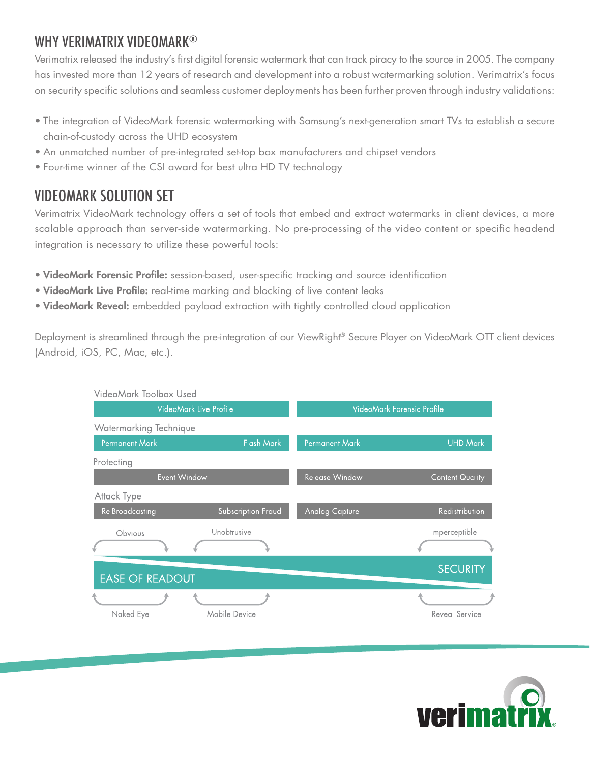## WHY VERIMATRIX VIDEOMARK®

Verimatrix released the industry's first digital forensic watermark that can track piracy to the source in 2005. The company has invested more than 12 years of research and development into a robust watermarking solution. Verimatrix's focus on security specific solutions and seamless customer deployments has been further proven through industry validations:

- The integration of VideoMark forensic watermarking with Samsung's next-generation smart TVs to establish a secure chain-of-custody across the UHD ecosystem
- An unmatched number of pre-integrated set-top box manufacturers and chipset vendors
- Four-time winner of the CSI award for best ultra HD TV technology

## VIDEOMARK SOLUTION SET

Verimatrix VideoMark technology offers a set of tools that embed and extract watermarks in client devices, a more scalable approach than server-side watermarking. No pre-processing of the video content or specific headend integration is necessary to utilize these powerful tools:

- **VideoMark Forensic Profile:** session-based, user-specific tracking and source identification
- **VideoMark Live Profile:** real-time marking and blocking of live content leaks
- **VideoMark Reveal:** embedded payload extraction with tightly controlled cloud application

Deployment is streamlined through the pre-integration of our ViewRight® Secure Player on VideoMark OTT client devices (Android, iOS, PC, Mac, etc.).

| | VideoMark Live Profile | | VideoMark Forensic Profile | |
|---|---|---|---|---|
| Watermarking Technique | Permanent Mark | Flash Mark | Permanent Mark | UHD Mark |
| Protecting | Event Window | | Release Window | Content Quality |
| Attack Type | Re-Broadcasting | Subscription Fraud | Analog Capture | Redistribution |
| | Obvious | Unobtrusive | | Imperceptible |
| | Naked Eye | Mobile Device | | Reveal Service |

EASE OF READOUT ← → SECURITY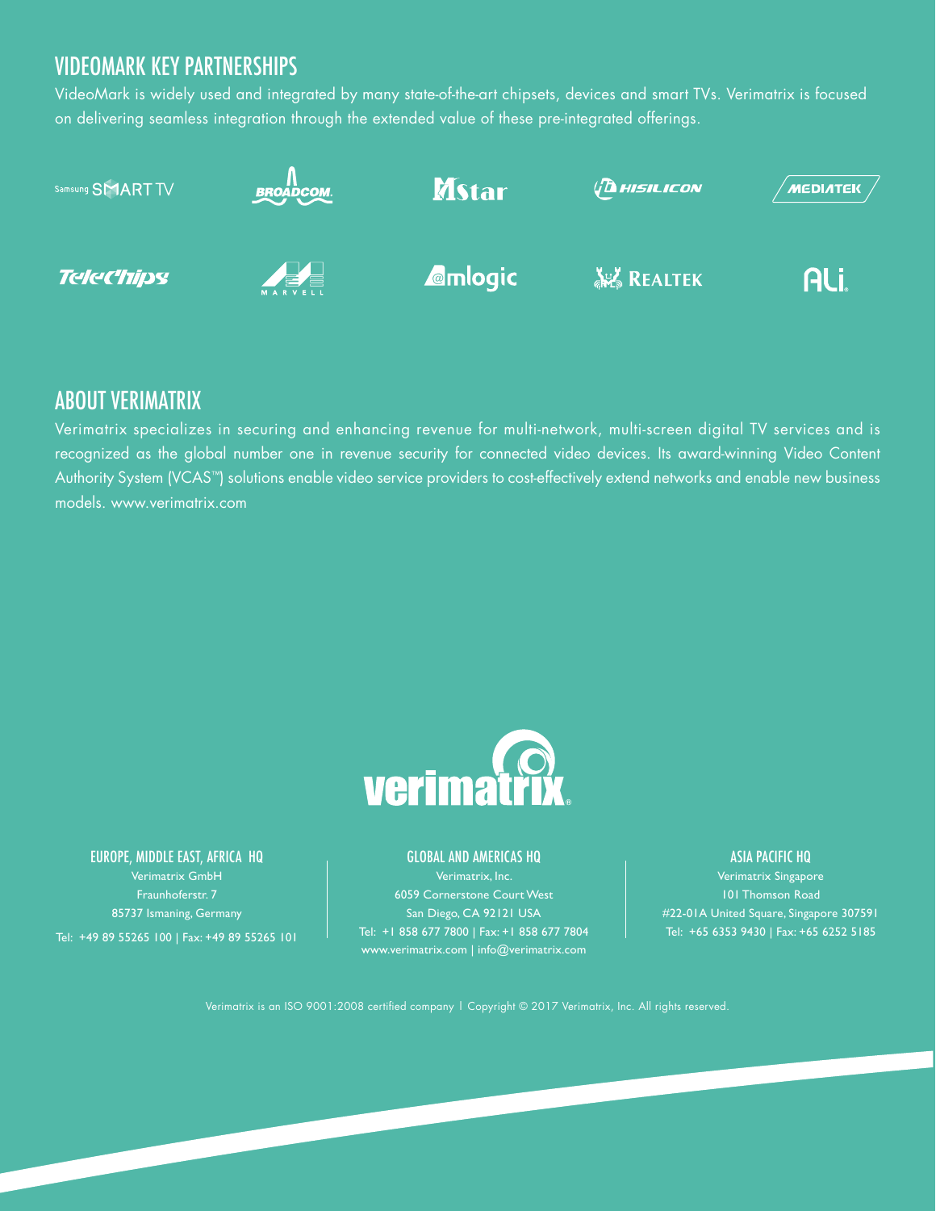## VIDEOMARK KEY PARTNERSHIPS

VideoMark is widely used and integrated by many state-of-the-art chipsets, devices and smart TVs. Verimatrix is focused on delivering seamless integration through the extended value of these pre-integrated offerings.

## ABOUT VERIMATRIX

Verimatrix specializes in securing and enhancing revenue for multi-network, multi-screen digital TV services and is recognized as the global number one in revenue security for connected video devices. Its award-winning Video Content Authority System (VCAS™) solutions enable video service providers to cost-effectively extend networks and enable new business models. www.verimatrix.com

**EUROPE, MIDDLE EAST, AFRICA HQ**
Verimatrix GmbH
Fraunhoferstr. 7
85737 Ismaning, Germany
Tel: +49 89 55265 100 | Fax: +49 89 55265 101

**GLOBAL AND AMERICAS HQ**
Verimatrix, Inc.
6059 Cornerstone Court West
San Diego, CA 92121 USA
Tel: +1 858 677 7800 | Fax: +1 858 677 7804
www.verimatrix.com | info@verimatrix.com

**ASIA PACIFIC HQ**
Verimatrix Singapore
101 Thomson Road
#22-01A United Square, Singapore 307591
Tel: +65 6353 9430 | Fax: +65 6252 5185

Verimatrix is an ISO 9001:2008 certified company | Copyright © 2017 Verimatrix, Inc. All rights reserved.